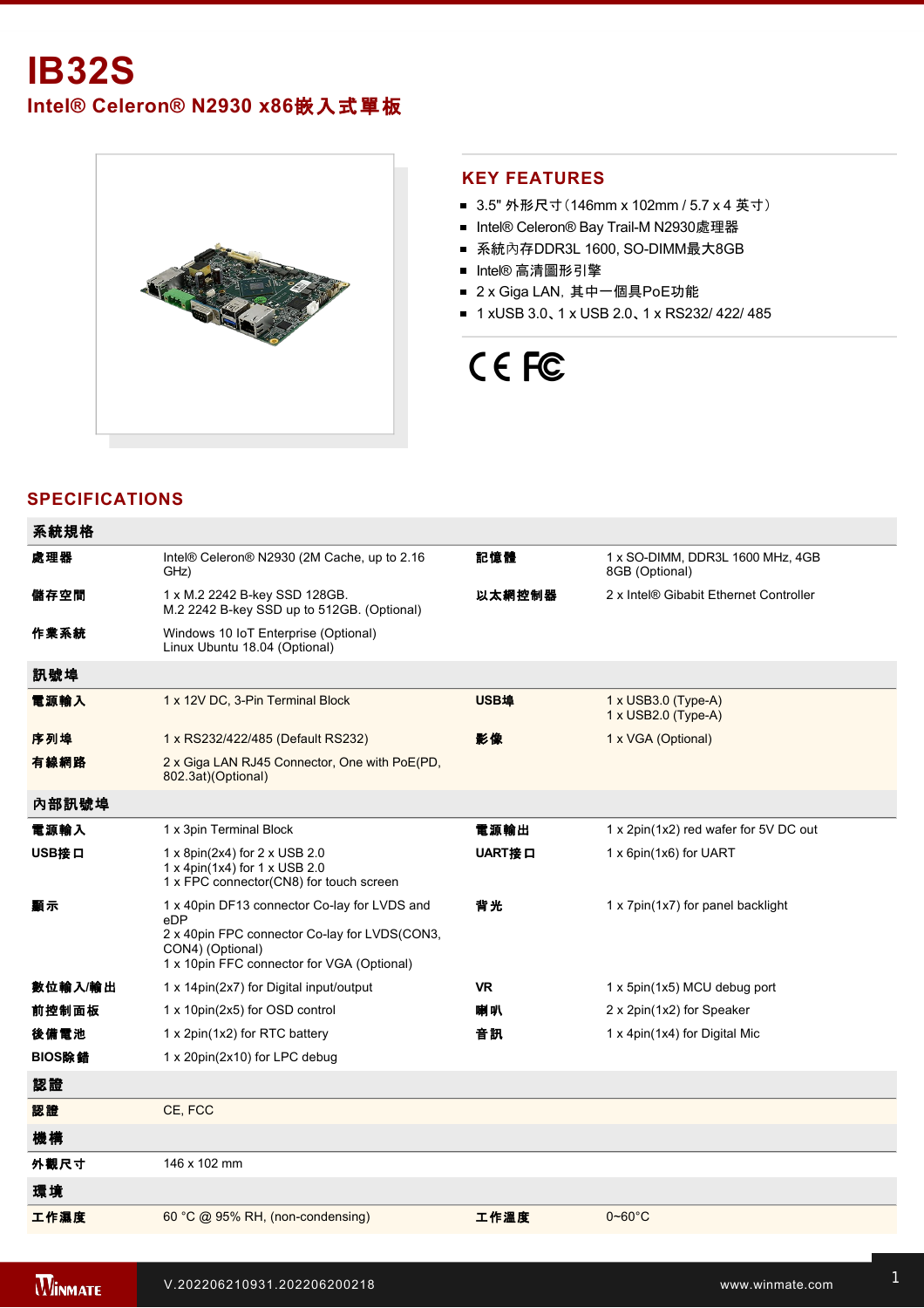# IB32S

## Intel® Celeron® N2930 x86嵌入式單板

## KEY FEATURES

- 3.5" 外形尺寸（146mm x 102mm / 5.7 x 4 英寸）
- Intel® Celeron® Bay Trail-M N2930處理器
- 系統內存DDR3L 1600, SO-DIMM最大8GB
- Intel® 高清圖形引擎
- 2 x Giga LAN，其中一個具PoE功能
- 1 xUSB 3.0、1 x USB 2.0、1 x RS232/ 422/ 485

## SPECIFICATIONS

| 系統規格 | | | |
|---|---|---|---|
| 處理器 | Intel® Celeron® N2930 (2M Cache, up to 2.16 GHz) | 記憶體 | 1 x SO-DIMM, DDR3L 1600 MHz, 4GB<br>8GB (Optional) |
| 儲存空間 | 1 x M.2 2242 B-key SSD 128GB.<br>M.2 2242 B-key SSD up to 512GB. (Optional) | 以太網控制器 | 2 x Intel® Gibabit Ethernet Controller |
| 作業系統 | Windows 10 IoT Enterprise (Optional)<br>Linux Ubuntu 18.04 (Optional) | | |
| **訊號埠** | | | |
| 電源輸入 | 1 x 12V DC, 3-Pin Terminal Block | USB埠 | 1 x USB3.0 (Type-A)<br>1 x USB2.0 (Type-A) |
| 序列埠 | 1 x RS232/422/485 (Default RS232) | 影像 | 1 x VGA (Optional) |
| 有線網路 | 2 x Giga LAN RJ45 Connector, One with PoE(PD, 802.3at)(Optional) | | |
| **內部訊號埠** | | | |
| 電源輸入 | 1 x 3pin Terminal Block | 電源輸出 | 1 x 2pin(1x2) red wafer for 5V DC out |
| USB接口 | 1 x 8pin(2x4) for 2 x USB 2.0<br>1 x 4pin(1x4) for 1 x USB 2.0<br>1 x FPC connector(CN8) for touch screen | UART接口 | 1 x 6pin(1x6) for UART |
| 顯示 | 1 x 40pin DF13 connector Co-lay for LVDS and eDP<br>2 x 40pin FPC connector Co-lay for LVDS(CON3, CON4) (Optional)<br>1 x 10pin FFC connector for VGA (Optional) | 背光 | 1 x 7pin(1x7) for panel backlight |
| 數位輸入/輸出 | 1 x 14pin(2x7) for Digital input/output | VR | 1 x 5pin(1x5) MCU debug port |
| 前控制面板 | 1 x 10pin(2x5) for OSD control | 喇叭 | 2 x 2pin(1x2) for Speaker |
| 後備電池 | 1 x 2pin(1x2) for RTC battery | 音訊 | 1 x 4pin(1x4) for Digital Mic |
| BIOS除錯 | 1 x 20pin(2x10) for LPC debug | | |
| **認證** | | | |
| 認證 | CE, FCC | | |
| **機構** | | | |
| 外觀尺寸 | 146 x 102 mm | | |
| **環境** | | | |
| 工作濕度 | 60 °C @ 95% RH, (non-condensing) | 工作溫度 | 0~60°C |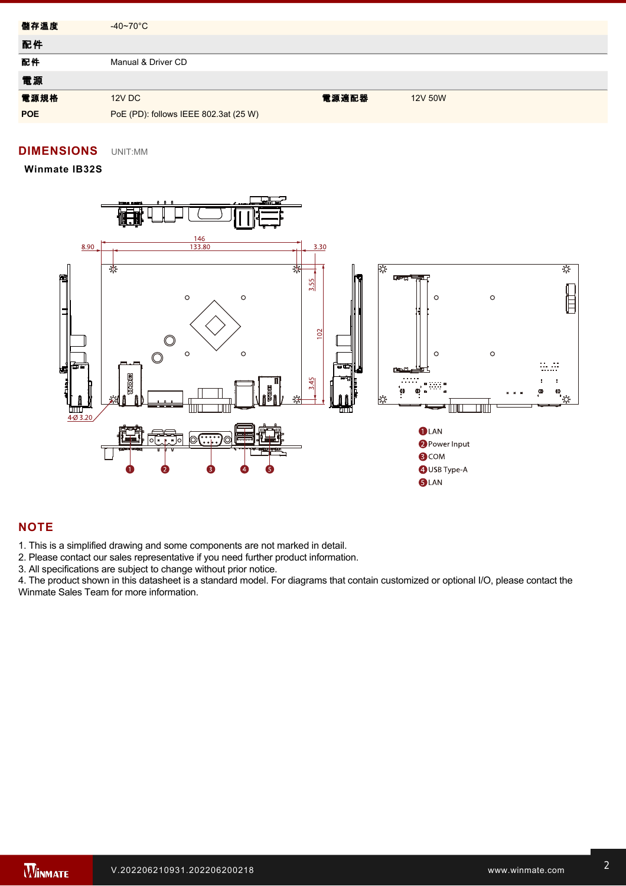| | | | |
|---|---|---|---|
| 儲存溫度 | -40~70°C | | |
| **配件** | | | |
| 配件 | Manual & Driver CD | | |
| **電源** | | | |
| 電源規格 | 12V DC | 電源適配器 | 12V 50W |
| POE | PoE (PD): follows IEEE 802.3at (25 W) | | |

## DIMENSIONS UNIT:MM

**Winmate IB32S**

146
133.80
8.90
3.30
3.55
102
3.45
4-Ø 3.20

1 LAN
2 Power Input
3 COM
4 USB Type-A
5 LAN

## NOTE

1. This is a simplified drawing and some components are not marked in detail.
2. Please contact our sales representative if you need further product information.
3. All specifications are subject to change without prior notice.
4. The product shown in this datasheet is a standard model. For diagrams that contain customized or optional I/O, please contact the Winmate Sales Team for more information.